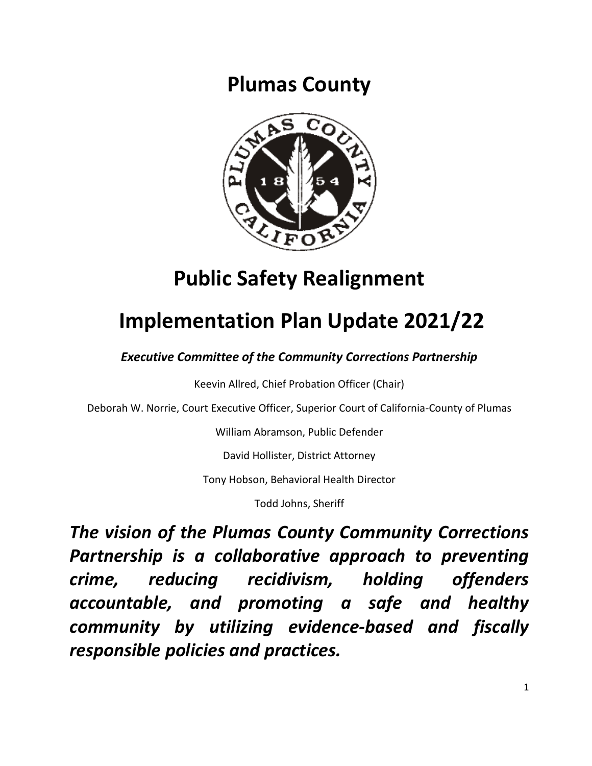# Plumas County

# Public Safety Realignment

# Implementation Plan Update 2021/22

***Executive Committee of the Community Corrections Partnership***

Keevin Allred, Chief Probation Officer (Chair)

Deborah W. Norrie, Court Executive Officer, Superior Court of California-County of Plumas

William Abramson, Public Defender

David Hollister, District Attorney

Tony Hobson, Behavioral Health Director

Todd Johns, Sheriff

***The vision of the Plumas County Community Corrections Partnership is a collaborative approach to preventing crime, reducing recidivism, holding offenders accountable, and promoting a safe and healthy community by utilizing evidence-based and fiscally responsible policies and practices.***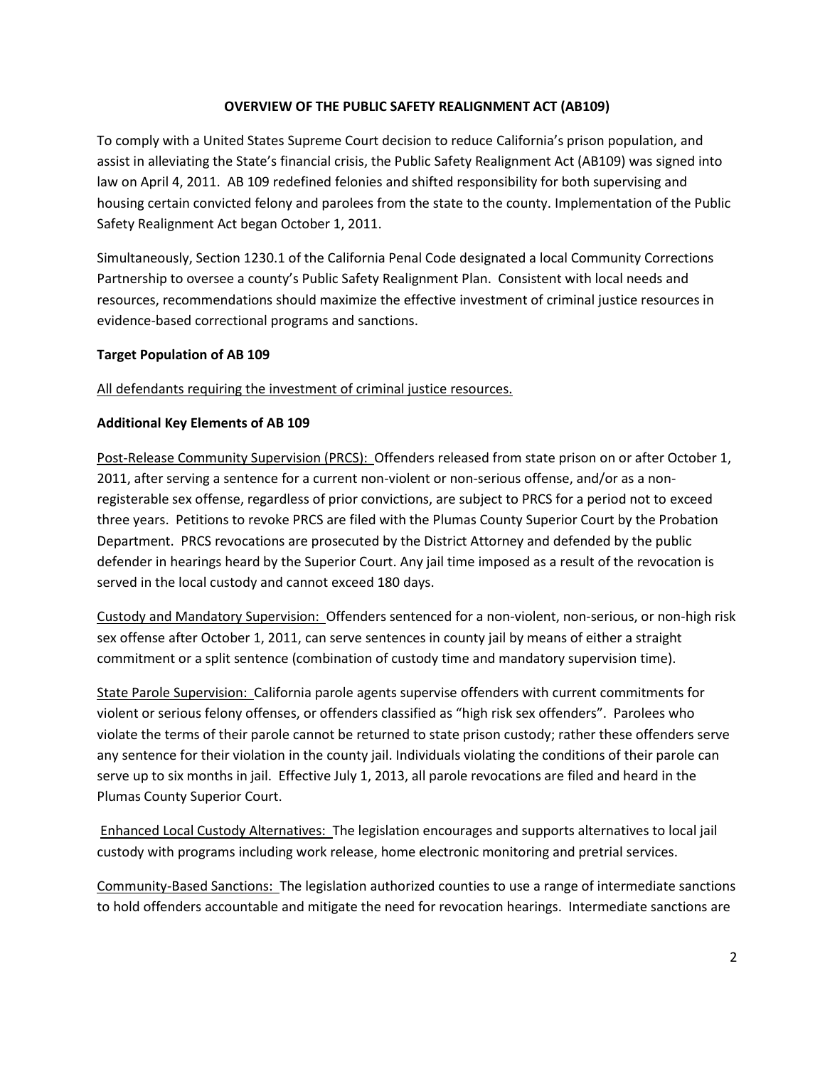# OVERVIEW OF THE PUBLIC SAFETY REALIGNMENT ACT (AB109)

To comply with a United States Supreme Court decision to reduce California's prison population, and assist in alleviating the State's financial crisis, the Public Safety Realignment Act (AB109) was signed into law on April 4, 2011. AB 109 redefined felonies and shifted responsibility for both supervising and housing certain convicted felony and parolees from the state to the county. Implementation of the Public Safety Realignment Act began October 1, 2011.

Simultaneously, Section 1230.1 of the California Penal Code designated a local Community Corrections Partnership to oversee a county's Public Safety Realignment Plan. Consistent with local needs and resources, recommendations should maximize the effective investment of criminal justice resources in evidence-based correctional programs and sanctions.

**Target Population of AB 109**

<u>All defendants requiring the investment of criminal justice resources.</u>

**Additional Key Elements of AB 109**

<u>Post-Release Community Supervision (PRCS):</u> Offenders released from state prison on or after October 1, 2011, after serving a sentence for a current non-violent or non-serious offense, and/or as a non-registerable sex offense, regardless of prior convictions, are subject to PRCS for a period not to exceed three years. Petitions to revoke PRCS are filed with the Plumas County Superior Court by the Probation Department. PRCS revocations are prosecuted by the District Attorney and defended by the public defender in hearings heard by the Superior Court. Any jail time imposed as a result of the revocation is served in the local custody and cannot exceed 180 days.

<u>Custody and Mandatory Supervision:</u> Offenders sentenced for a non-violent, non-serious, or non-high risk sex offense after October 1, 2011, can serve sentences in county jail by means of either a straight commitment or a split sentence (combination of custody time and mandatory supervision time).

<u>State Parole Supervision:</u> California parole agents supervise offenders with current commitments for violent or serious felony offenses, or offenders classified as "high risk sex offenders". Parolees who violate the terms of their parole cannot be returned to state prison custody; rather these offenders serve any sentence for their violation in the county jail. Individuals violating the conditions of their parole can serve up to six months in jail. Effective July 1, 2013, all parole revocations are filed and heard in the Plumas County Superior Court.

<u>Enhanced Local Custody Alternatives:</u> The legislation encourages and supports alternatives to local jail custody with programs including work release, home electronic monitoring and pretrial services.

<u>Community-Based Sanctions:</u> The legislation authorized counties to use a range of intermediate sanctions to hold offenders accountable and mitigate the need for revocation hearings. Intermediate sanctions are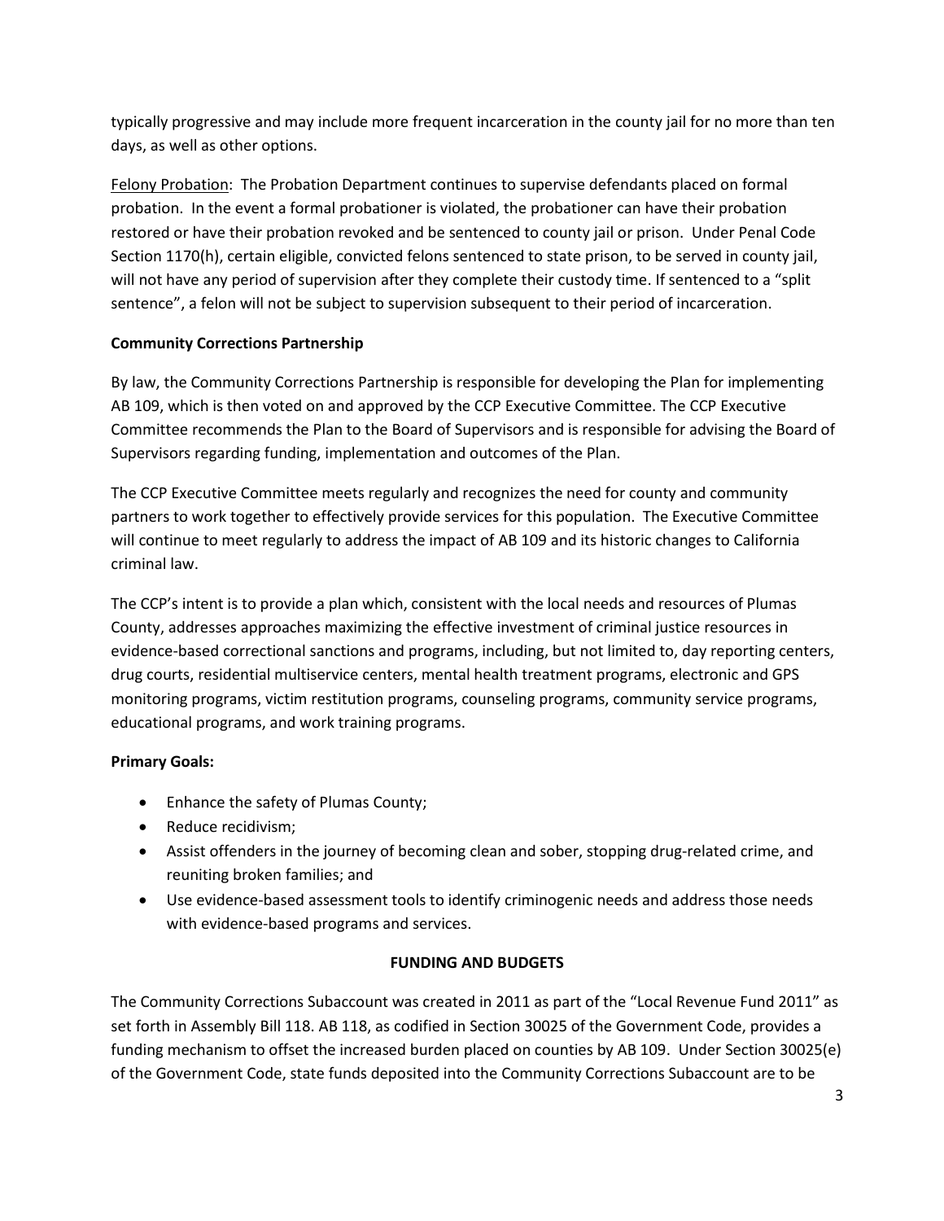typically progressive and may include more frequent incarceration in the county jail for no more than ten days, as well as other options.

Felony Probation: The Probation Department continues to supervise defendants placed on formal probation. In the event a formal probationer is violated, the probationer can have their probation restored or have their probation revoked and be sentenced to county jail or prison. Under Penal Code Section 1170(h), certain eligible, convicted felons sentenced to state prison, to be served in county jail, will not have any period of supervision after they complete their custody time. If sentenced to a "split sentence", a felon will not be subject to supervision subsequent to their period of incarceration.

**Community Corrections Partnership**

By law, the Community Corrections Partnership is responsible for developing the Plan for implementing AB 109, which is then voted on and approved by the CCP Executive Committee. The CCP Executive Committee recommends the Plan to the Board of Supervisors and is responsible for advising the Board of Supervisors regarding funding, implementation and outcomes of the Plan.

The CCP Executive Committee meets regularly and recognizes the need for county and community partners to work together to effectively provide services for this population. The Executive Committee will continue to meet regularly to address the impact of AB 109 and its historic changes to California criminal law.

The CCP's intent is to provide a plan which, consistent with the local needs and resources of Plumas County, addresses approaches maximizing the effective investment of criminal justice resources in evidence-based correctional sanctions and programs, including, but not limited to, day reporting centers, drug courts, residential multiservice centers, mental health treatment programs, electronic and GPS monitoring programs, victim restitution programs, counseling programs, community service programs, educational programs, and work training programs.

**Primary Goals:**

- Enhance the safety of Plumas County;
- Reduce recidivism;
- Assist offenders in the journey of becoming clean and sober, stopping drug-related crime, and reuniting broken families; and
- Use evidence-based assessment tools to identify criminogenic needs and address those needs with evidence-based programs and services.

## FUNDING AND BUDGETS

The Community Corrections Subaccount was created in 2011 as part of the "Local Revenue Fund 2011" as set forth in Assembly Bill 118. AB 118, as codified in Section 30025 of the Government Code, provides a funding mechanism to offset the increased burden placed on counties by AB 109. Under Section 30025(e) of the Government Code, state funds deposited into the Community Corrections Subaccount are to be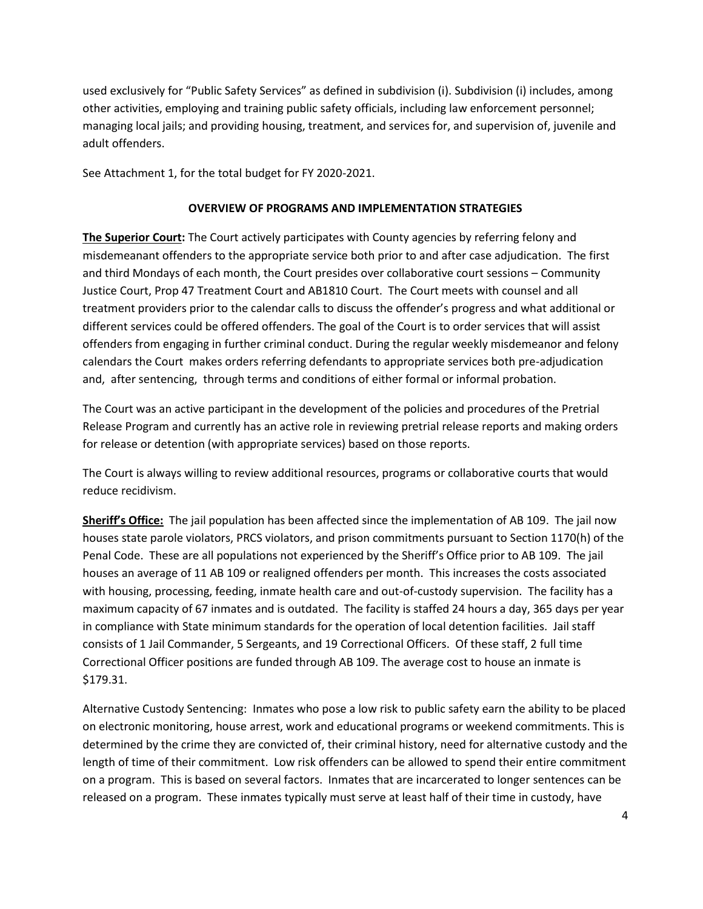used exclusively for "Public Safety Services" as defined in subdivision (i). Subdivision (i) includes, among other activities, employing and training public safety officials, including law enforcement personnel; managing local jails; and providing housing, treatment, and services for, and supervision of, juvenile and adult offenders.

See Attachment 1, for the total budget for FY 2020-2021.

## OVERVIEW OF PROGRAMS AND IMPLEMENTATION STRATEGIES

**The Superior Court:** The Court actively participates with County agencies by referring felony and misdemeanant offenders to the appropriate service both prior to and after case adjudication. The first and third Mondays of each month, the Court presides over collaborative court sessions – Community Justice Court, Prop 47 Treatment Court and AB1810 Court. The Court meets with counsel and all treatment providers prior to the calendar calls to discuss the offender's progress and what additional or different services could be offered offenders. The goal of the Court is to order services that will assist offenders from engaging in further criminal conduct. During the regular weekly misdemeanor and felony calendars the Court makes orders referring defendants to appropriate services both pre-adjudication and, after sentencing, through terms and conditions of either formal or informal probation.

The Court was an active participant in the development of the policies and procedures of the Pretrial Release Program and currently has an active role in reviewing pretrial release reports and making orders for release or detention (with appropriate services) based on those reports.

The Court is always willing to review additional resources, programs or collaborative courts that would reduce recidivism.

**Sheriff's Office:** The jail population has been affected since the implementation of AB 109. The jail now houses state parole violators, PRCS violators, and prison commitments pursuant to Section 1170(h) of the Penal Code. These are all populations not experienced by the Sheriff's Office prior to AB 109. The jail houses an average of 11 AB 109 or realigned offenders per month. This increases the costs associated with housing, processing, feeding, inmate health care and out-of-custody supervision. The facility has a maximum capacity of 67 inmates and is outdated. The facility is staffed 24 hours a day, 365 days per year in compliance with State minimum standards for the operation of local detention facilities. Jail staff consists of 1 Jail Commander, 5 Sergeants, and 19 Correctional Officers. Of these staff, 2 full time Correctional Officer positions are funded through AB 109. The average cost to house an inmate is $179.31.

Alternative Custody Sentencing: Inmates who pose a low risk to public safety earn the ability to be placed on electronic monitoring, house arrest, work and educational programs or weekend commitments. This is determined by the crime they are convicted of, their criminal history, need for alternative custody and the length of time of their commitment. Low risk offenders can be allowed to spend their entire commitment on a program. This is based on several factors. Inmates that are incarcerated to longer sentences can be released on a program. These inmates typically must serve at least half of their time in custody, have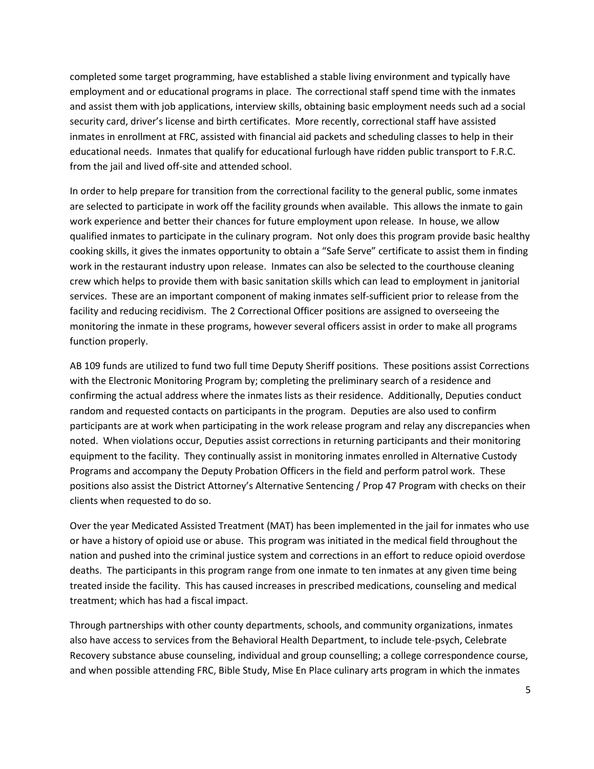completed some target programming, have established a stable living environment and typically have employment and or educational programs in place. The correctional staff spend time with the inmates and assist them with job applications, interview skills, obtaining basic employment needs such ad a social security card, driver's license and birth certificates. More recently, correctional staff have assisted inmates in enrollment at FRC, assisted with financial aid packets and scheduling classes to help in their educational needs. Inmates that qualify for educational furlough have ridden public transport to F.R.C. from the jail and lived off-site and attended school.

In order to help prepare for transition from the correctional facility to the general public, some inmates are selected to participate in work off the facility grounds when available. This allows the inmate to gain work experience and better their chances for future employment upon release. In house, we allow qualified inmates to participate in the culinary program. Not only does this program provide basic healthy cooking skills, it gives the inmates opportunity to obtain a "Safe Serve" certificate to assist them in finding work in the restaurant industry upon release. Inmates can also be selected to the courthouse cleaning crew which helps to provide them with basic sanitation skills which can lead to employment in janitorial services. These are an important component of making inmates self-sufficient prior to release from the facility and reducing recidivism. The 2 Correctional Officer positions are assigned to overseeing the monitoring the inmate in these programs, however several officers assist in order to make all programs function properly.

AB 109 funds are utilized to fund two full time Deputy Sheriff positions. These positions assist Corrections with the Electronic Monitoring Program by; completing the preliminary search of a residence and confirming the actual address where the inmates lists as their residence. Additionally, Deputies conduct random and requested contacts on participants in the program. Deputies are also used to confirm participants are at work when participating in the work release program and relay any discrepancies when noted. When violations occur, Deputies assist corrections in returning participants and their monitoring equipment to the facility. They continually assist in monitoring inmates enrolled in Alternative Custody Programs and accompany the Deputy Probation Officers in the field and perform patrol work. These positions also assist the District Attorney's Alternative Sentencing / Prop 47 Program with checks on their clients when requested to do so.

Over the year Medicated Assisted Treatment (MAT) has been implemented in the jail for inmates who use or have a history of opioid use or abuse. This program was initiated in the medical field throughout the nation and pushed into the criminal justice system and corrections in an effort to reduce opioid overdose deaths. The participants in this program range from one inmate to ten inmates at any given time being treated inside the facility. This has caused increases in prescribed medications, counseling and medical treatment; which has had a fiscal impact.

Through partnerships with other county departments, schools, and community organizations, inmates also have access to services from the Behavioral Health Department, to include tele-psych, Celebrate Recovery substance abuse counseling, individual and group counselling; a college correspondence course, and when possible attending FRC, Bible Study, Mise En Place culinary arts program in which the inmates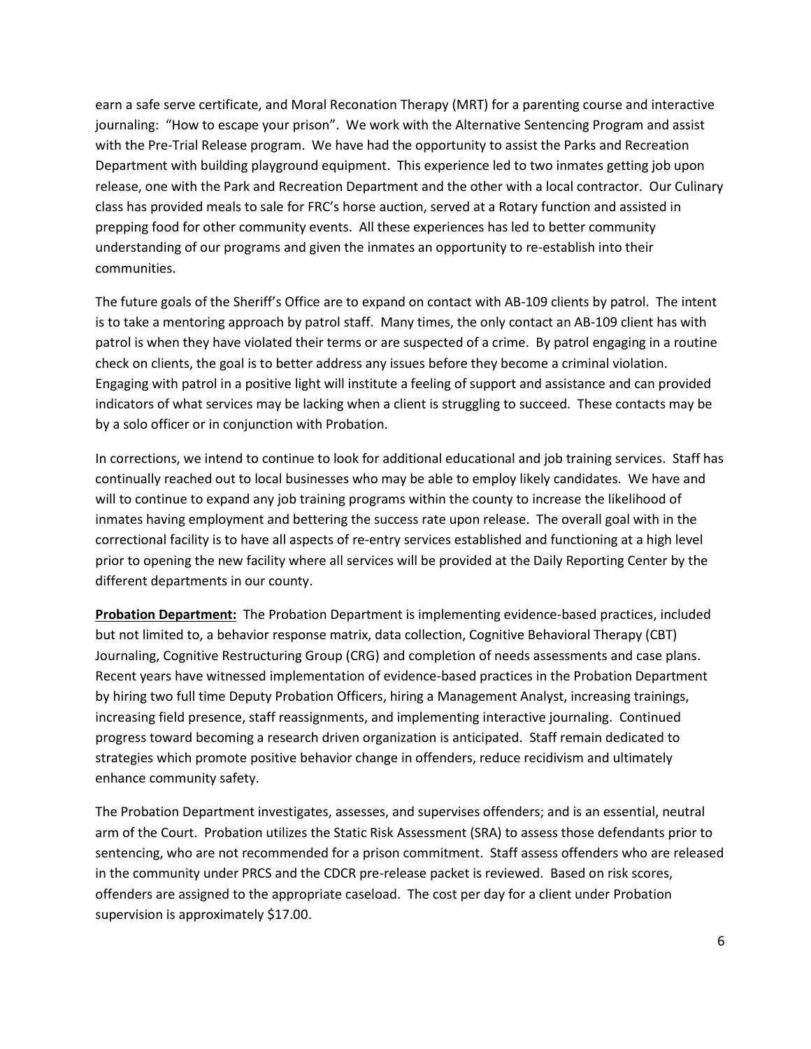earn a safe serve certificate, and Moral Reconation Therapy (MRT) for a parenting course and interactive journaling: "How to escape your prison". We work with the Alternative Sentencing Program and assist with the Pre-Trial Release program. We have had the opportunity to assist the Parks and Recreation Department with building playground equipment. This experience led to two inmates getting job upon release, one with the Park and Recreation Department and the other with a local contractor. Our Culinary class has provided meals to sale for FRC's horse auction, served at a Rotary function and assisted in prepping food for other community events. All these experiences has led to better community understanding of our programs and given the inmates an opportunity to re-establish into their communities.

The future goals of the Sheriff's Office are to expand on contact with AB-109 clients by patrol. The intent is to take a mentoring approach by patrol staff. Many times, the only contact an AB-109 client has with patrol is when they have violated their terms or are suspected of a crime. By patrol engaging in a routine check on clients, the goal is to better address any issues before they become a criminal violation. Engaging with patrol in a positive light will institute a feeling of support and assistance and can provided indicators of what services may be lacking when a client is struggling to succeed. These contacts may be by a solo officer or in conjunction with Probation.

In corrections, we intend to continue to look for additional educational and job training services. Staff has continually reached out to local businesses who may be able to employ likely candidates. We have and will to continue to expand any job training programs within the county to increase the likelihood of inmates having employment and bettering the success rate upon release. The overall goal with in the correctional facility is to have all aspects of re-entry services established and functioning at a high level prior to opening the new facility where all services will be provided at the Daily Reporting Center by the different departments in our county.

**Probation Department:** The Probation Department is implementing evidence-based practices, included but not limited to, a behavior response matrix, data collection, Cognitive Behavioral Therapy (CBT) Journaling, Cognitive Restructuring Group (CRG) and completion of needs assessments and case plans. Recent years have witnessed implementation of evidence-based practices in the Probation Department by hiring two full time Deputy Probation Officers, hiring a Management Analyst, increasing trainings, increasing field presence, staff reassignments, and implementing interactive journaling. Continued progress toward becoming a research driven organization is anticipated. Staff remain dedicated to strategies which promote positive behavior change in offenders, reduce recidivism and ultimately enhance community safety.

The Probation Department investigates, assesses, and supervises offenders; and is an essential, neutral arm of the Court. Probation utilizes the Static Risk Assessment (SRA) to assess those defendants prior to sentencing, who are not recommended for a prison commitment. Staff assess offenders who are released in the community under PRCS and the CDCR pre-release packet is reviewed. Based on risk scores, offenders are assigned to the appropriate caseload. The cost per day for a client under Probation supervision is approximately $17.00.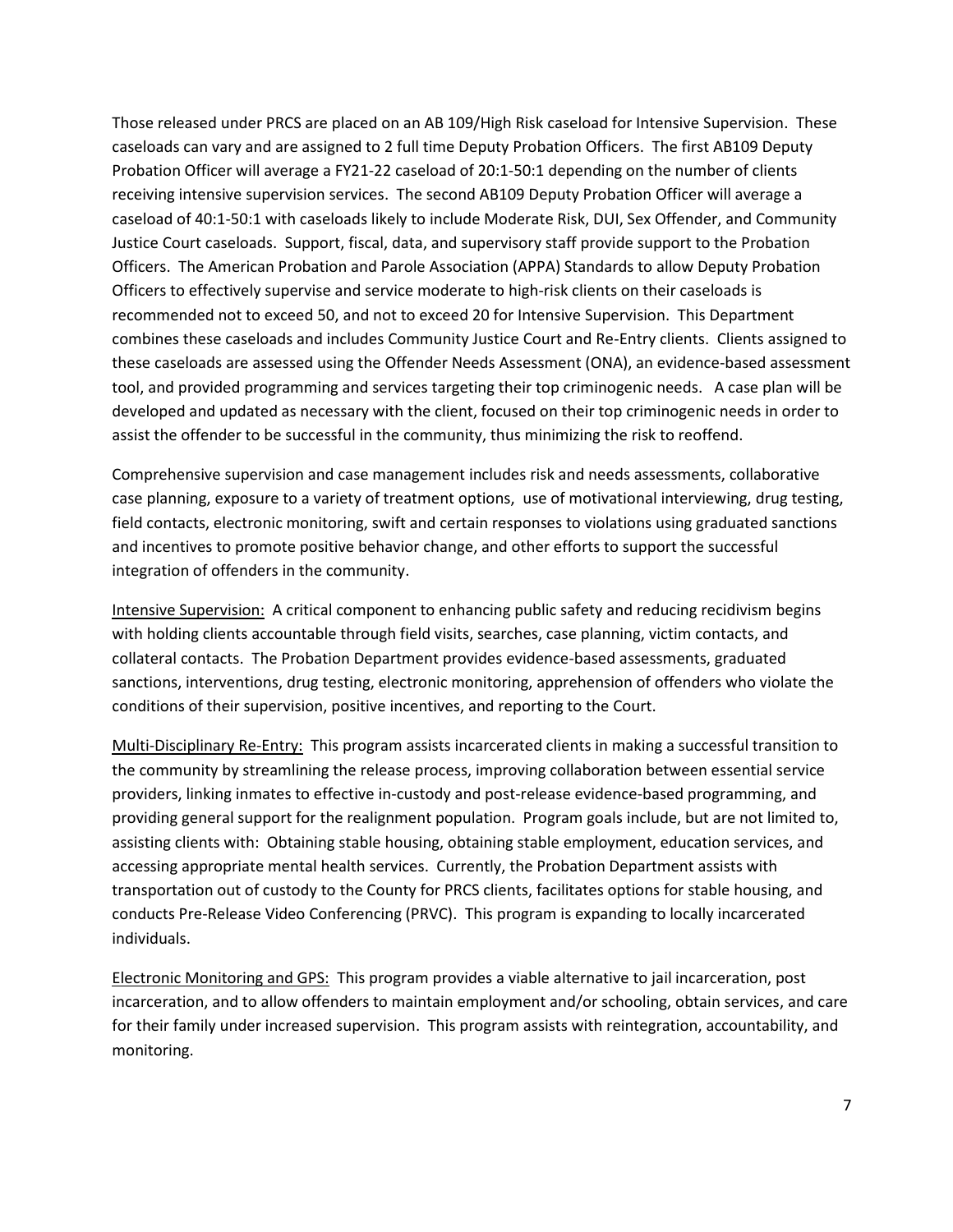Those released under PRCS are placed on an AB 109/High Risk caseload for Intensive Supervision. These caseloads can vary and are assigned to 2 full time Deputy Probation Officers. The first AB109 Deputy Probation Officer will average a FY21-22 caseload of 20:1-50:1 depending on the number of clients receiving intensive supervision services. The second AB109 Deputy Probation Officer will average a caseload of 40:1-50:1 with caseloads likely to include Moderate Risk, DUI, Sex Offender, and Community Justice Court caseloads. Support, fiscal, data, and supervisory staff provide support to the Probation Officers. The American Probation and Parole Association (APPA) Standards to allow Deputy Probation Officers to effectively supervise and service moderate to high-risk clients on their caseloads is recommended not to exceed 50, and not to exceed 20 for Intensive Supervision. This Department combines these caseloads and includes Community Justice Court and Re-Entry clients. Clients assigned to these caseloads are assessed using the Offender Needs Assessment (ONA), an evidence-based assessment tool, and provided programming and services targeting their top criminogenic needs. A case plan will be developed and updated as necessary with the client, focused on their top criminogenic needs in order to assist the offender to be successful in the community, thus minimizing the risk to reoffend.

Comprehensive supervision and case management includes risk and needs assessments, collaborative case planning, exposure to a variety of treatment options, use of motivational interviewing, drug testing, field contacts, electronic monitoring, swift and certain responses to violations using graduated sanctions and incentives to promote positive behavior change, and other efforts to support the successful integration of offenders in the community.

Intensive Supervision: A critical component to enhancing public safety and reducing recidivism begins with holding clients accountable through field visits, searches, case planning, victim contacts, and collateral contacts. The Probation Department provides evidence-based assessments, graduated sanctions, interventions, drug testing, electronic monitoring, apprehension of offenders who violate the conditions of their supervision, positive incentives, and reporting to the Court.

Multi-Disciplinary Re-Entry: This program assists incarcerated clients in making a successful transition to the community by streamlining the release process, improving collaboration between essential service providers, linking inmates to effective in-custody and post-release evidence-based programming, and providing general support for the realignment population. Program goals include, but are not limited to, assisting clients with: Obtaining stable housing, obtaining stable employment, education services, and accessing appropriate mental health services. Currently, the Probation Department assists with transportation out of custody to the County for PRCS clients, facilitates options for stable housing, and conducts Pre-Release Video Conferencing (PRVC). This program is expanding to locally incarcerated individuals.

Electronic Monitoring and GPS: This program provides a viable alternative to jail incarceration, post incarceration, and to allow offenders to maintain employment and/or schooling, obtain services, and care for their family under increased supervision. This program assists with reintegration, accountability, and monitoring.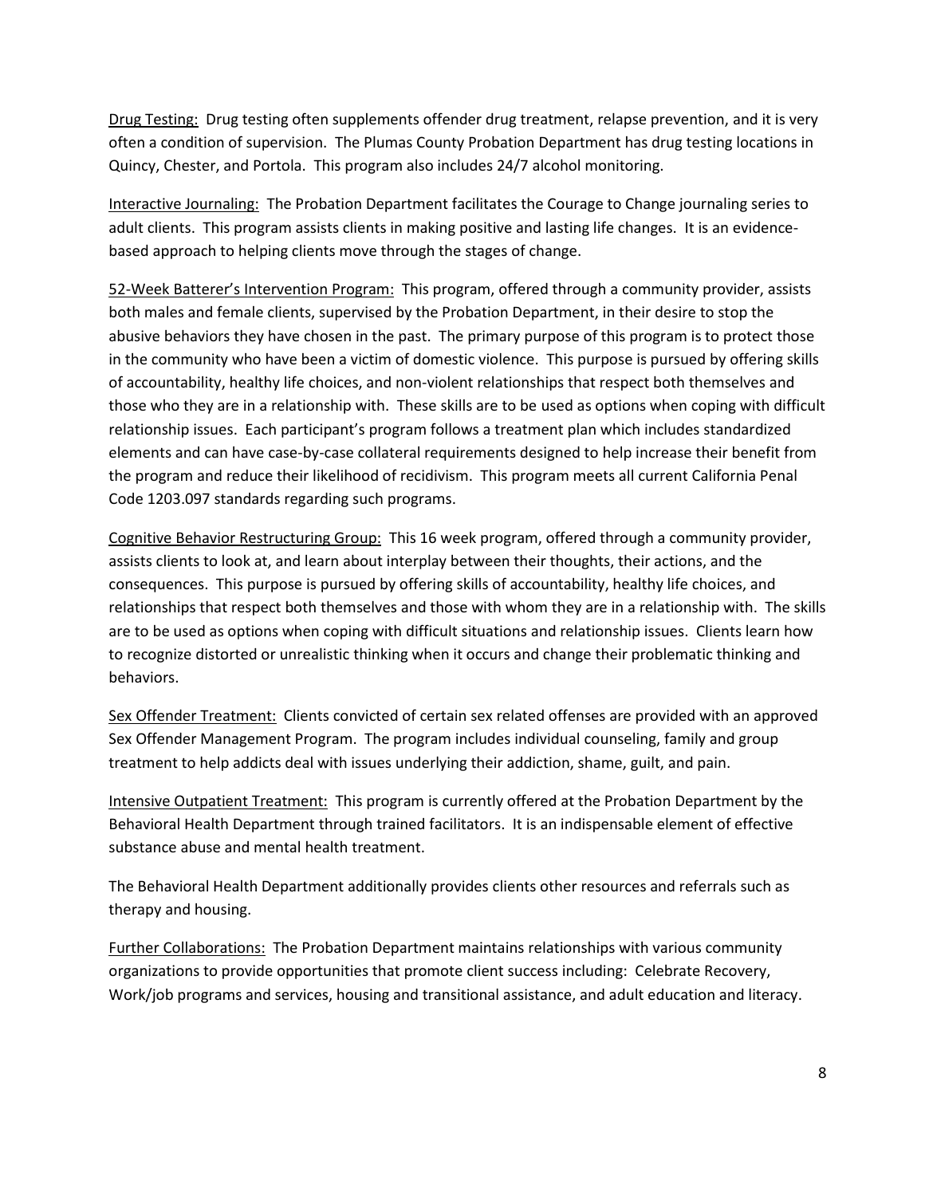Drug Testing: Drug testing often supplements offender drug treatment, relapse prevention, and it is very often a condition of supervision. The Plumas County Probation Department has drug testing locations in Quincy, Chester, and Portola. This program also includes 24/7 alcohol monitoring.

Interactive Journaling: The Probation Department facilitates the Courage to Change journaling series to adult clients. This program assists clients in making positive and lasting life changes. It is an evidence-based approach to helping clients move through the stages of change.

52-Week Batterer's Intervention Program: This program, offered through a community provider, assists both males and female clients, supervised by the Probation Department, in their desire to stop the abusive behaviors they have chosen in the past. The primary purpose of this program is to protect those in the community who have been a victim of domestic violence. This purpose is pursued by offering skills of accountability, healthy life choices, and non-violent relationships that respect both themselves and those who they are in a relationship with. These skills are to be used as options when coping with difficult relationship issues. Each participant's program follows a treatment plan which includes standardized elements and can have case-by-case collateral requirements designed to help increase their benefit from the program and reduce their likelihood of recidivism. This program meets all current California Penal Code 1203.097 standards regarding such programs.

Cognitive Behavior Restructuring Group: This 16 week program, offered through a community provider, assists clients to look at, and learn about interplay between their thoughts, their actions, and the consequences. This purpose is pursued by offering skills of accountability, healthy life choices, and relationships that respect both themselves and those with whom they are in a relationship with. The skills are to be used as options when coping with difficult situations and relationship issues. Clients learn how to recognize distorted or unrealistic thinking when it occurs and change their problematic thinking and behaviors.

Sex Offender Treatment: Clients convicted of certain sex related offenses are provided with an approved Sex Offender Management Program. The program includes individual counseling, family and group treatment to help addicts deal with issues underlying their addiction, shame, guilt, and pain.

Intensive Outpatient Treatment: This program is currently offered at the Probation Department by the Behavioral Health Department through trained facilitators. It is an indispensable element of effective substance abuse and mental health treatment.

The Behavioral Health Department additionally provides clients other resources and referrals such as therapy and housing.

Further Collaborations: The Probation Department maintains relationships with various community organizations to provide opportunities that promote client success including: Celebrate Recovery, Work/job programs and services, housing and transitional assistance, and adult education and literacy.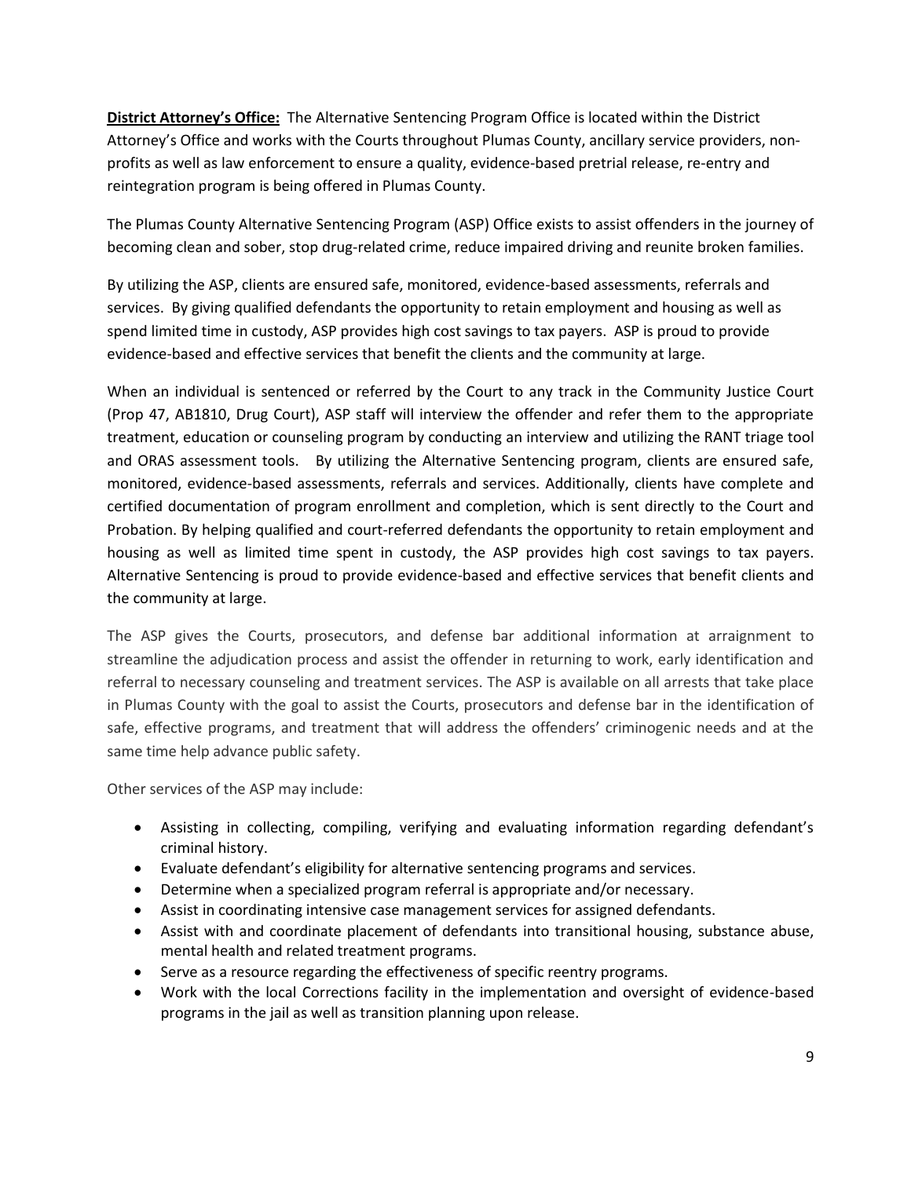**District Attorney's Office:** The Alternative Sentencing Program Office is located within the District Attorney's Office and works with the Courts throughout Plumas County, ancillary service providers, non-profits as well as law enforcement to ensure a quality, evidence-based pretrial release, re-entry and reintegration program is being offered in Plumas County.

The Plumas County Alternative Sentencing Program (ASP) Office exists to assist offenders in the journey of becoming clean and sober, stop drug-related crime, reduce impaired driving and reunite broken families.

By utilizing the ASP, clients are ensured safe, monitored, evidence-based assessments, referrals and services. By giving qualified defendants the opportunity to retain employment and housing as well as spend limited time in custody, ASP provides high cost savings to tax payers. ASP is proud to provide evidence-based and effective services that benefit the clients and the community at large.

When an individual is sentenced or referred by the Court to any track in the Community Justice Court (Prop 47, AB1810, Drug Court), ASP staff will interview the offender and refer them to the appropriate treatment, education or counseling program by conducting an interview and utilizing the RANT triage tool and ORAS assessment tools. By utilizing the Alternative Sentencing program, clients are ensured safe, monitored, evidence-based assessments, referrals and services. Additionally, clients have complete and certified documentation of program enrollment and completion, which is sent directly to the Court and Probation. By helping qualified and court-referred defendants the opportunity to retain employment and housing as well as limited time spent in custody, the ASP provides high cost savings to tax payers. Alternative Sentencing is proud to provide evidence-based and effective services that benefit clients and the community at large.

The ASP gives the Courts, prosecutors, and defense bar additional information at arraignment to streamline the adjudication process and assist the offender in returning to work, early identification and referral to necessary counseling and treatment services. The ASP is available on all arrests that take place in Plumas County with the goal to assist the Courts, prosecutors and defense bar in the identification of safe, effective programs, and treatment that will address the offenders' criminogenic needs and at the same time help advance public safety.

Other services of the ASP may include:

- Assisting in collecting, compiling, verifying and evaluating information regarding defendant's criminal history.
- Evaluate defendant's eligibility for alternative sentencing programs and services.
- Determine when a specialized program referral is appropriate and/or necessary.
- Assist in coordinating intensive case management services for assigned defendants.
- Assist with and coordinate placement of defendants into transitional housing, substance abuse, mental health and related treatment programs.
- Serve as a resource regarding the effectiveness of specific reentry programs.
- Work with the local Corrections facility in the implementation and oversight of evidence-based programs in the jail as well as transition planning upon release.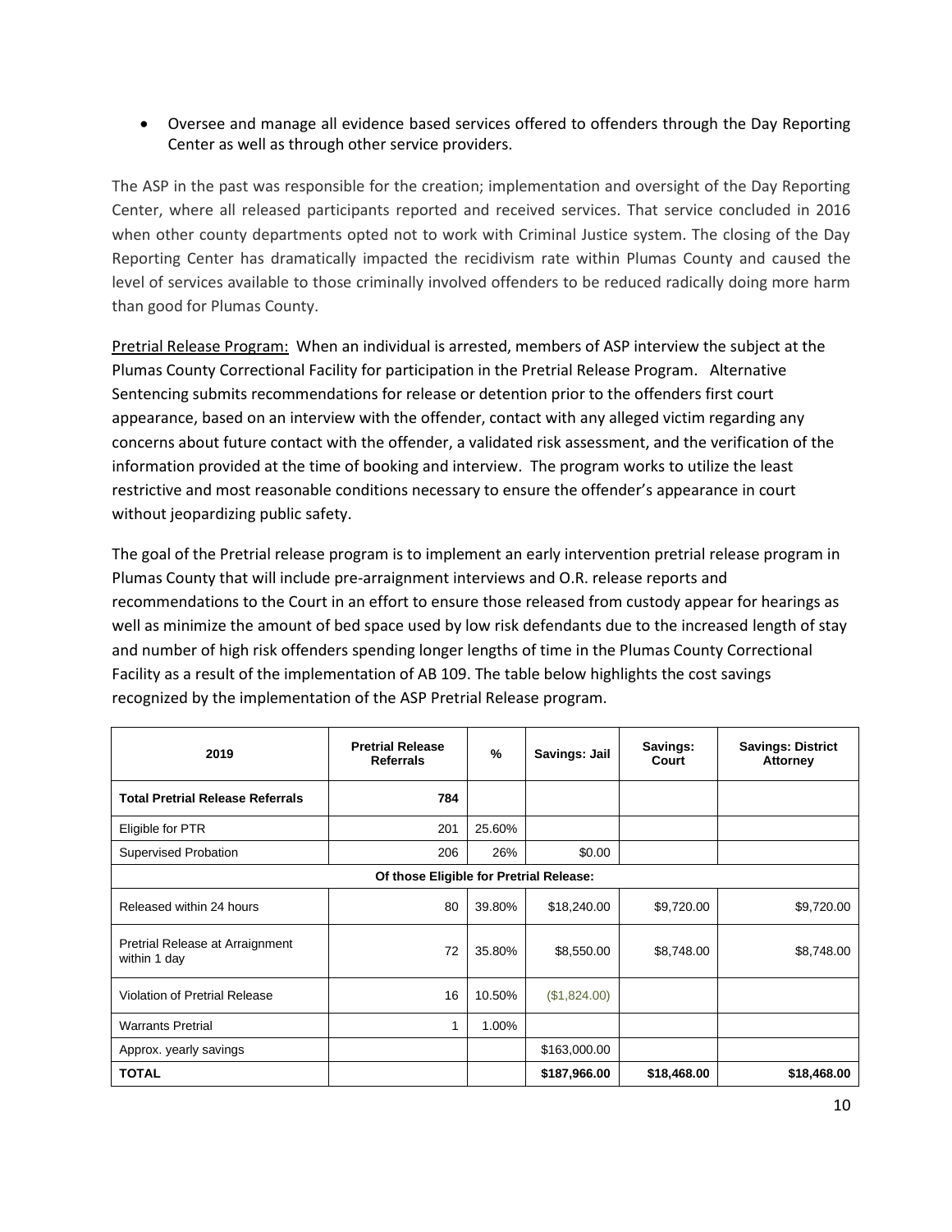- Oversee and manage all evidence based services offered to offenders through the Day Reporting Center as well as through other service providers.

The ASP in the past was responsible for the creation; implementation and oversight of the Day Reporting Center, where all released participants reported and received services. That service concluded in 2016 when other county departments opted not to work with Criminal Justice system. The closing of the Day Reporting Center has dramatically impacted the recidivism rate within Plumas County and caused the level of services available to those criminally involved offenders to be reduced radically doing more harm than good for Plumas County.

<u>Pretrial Release Program:</u> When an individual is arrested, members of ASP interview the subject at the Plumas County Correctional Facility for participation in the Pretrial Release Program. Alternative Sentencing submits recommendations for release or detention prior to the offenders first court appearance, based on an interview with the offender, contact with any alleged victim regarding any concerns about future contact with the offender, a validated risk assessment, and the verification of the information provided at the time of booking and interview. The program works to utilize the least restrictive and most reasonable conditions necessary to ensure the offender's appearance in court without jeopardizing public safety.

The goal of the Pretrial release program is to implement an early intervention pretrial release program in Plumas County that will include pre-arraignment interviews and O.R. release reports and recommendations to the Court in an effort to ensure those released from custody appear for hearings as well as minimize the amount of bed space used by low risk defendants due to the increased length of stay and number of high risk offenders spending longer lengths of time in the Plumas County Correctional Facility as a result of the implementation of AB 109. The table below highlights the cost savings recognized by the implementation of the ASP Pretrial Release program.

| 2019 | Pretrial Release Referrals | % | Savings: Jail | Savings: Court | Savings: District Attorney |
|---|---|---|---|---|---|
| **Total Pretrial Release Referrals** | **784** | | | | |
| Eligible for PTR | 201 | 25.60% | | | |
| Supervised Probation | 206 | 26% | $0.00 | | |
| **Of those Eligible for Pretrial Release:** | | | | | |
| Released within 24 hours | 80 | 39.80% | $18,240.00 | $9,720.00 | $9,720.00 |
| Pretrial Release at Arraignment within 1 day | 72 | 35.80% | $8,550.00 | $8,748.00 | $8,748.00 |
| Violation of Pretrial Release | 16 | 10.50% | ($1,824.00) | | |
| Warrants Pretrial | 1 | 1.00% | | | |
| Approx. yearly savings | | | $163,000.00 | | |
| **TOTAL** | | | **$187,966.00** | **$18,468.00** | **$18,468.00** |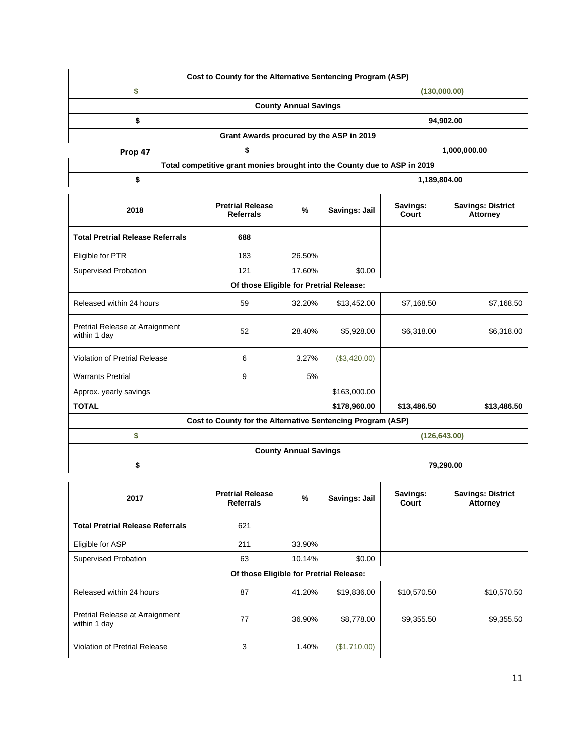| Cost to County for the Alternative Sentencing Program (ASP) | |
|---|---|
| $ | (130,000.00) |
| **County Annual Savings** | |
| $ | 94,902.00 |
| **Grant Awards procured by the ASP in 2019** | |
| Prop 47 | $ 1,000,000.00 |
| **Total competitive grant monies brought into the County due to ASP in 2019** | |
| $ | 1,189,804.00 |

| 2018 | Pretrial Release Referrals | % | Savings: Jail | Savings: Court | Savings: District Attorney |
|---|---|---|---|---|---|
| **Total Pretrial Release Referrals** | **688** | | | | |
| Eligible for PTR | 183 | 26.50% | | | |
| Supervised Probation | 121 | 17.60% | $0.00 | | |
| **Of those Eligible for Pretrial Release:** | | | | | |
| Released within 24 hours | 59 | 32.20% | $13,452.00 | $7,168.50 | $7,168.50 |
| Pretrial Release at Arraignment within 1 day | 52 | 28.40% | $5,928.00 | $6,318.00 | $6,318.00 |
| Violation of Pretrial Release | 6 | 3.27% | ($3,420.00) | | |
| Warrants Pretrial | 9 | 5% | | | |
| Approx. yearly savings | | | $163,000.00 | | |
| **TOTAL** | | | **$178,960.00** | **$13,486.50** | **$13,486.50** |
| **Cost to County for the Alternative Sentencing Program (ASP)** | | | | | |
| $ | | | | | (126,643.00) |
| **County Annual Savings** | | | | | |
| $ | | | | | 79,290.00 |

| 2017 | Pretrial Release Referrals | % | Savings: Jail | Savings: Court | Savings: District Attorney |
|---|---|---|---|---|---|
| **Total Pretrial Release Referrals** | 621 | | | | |
| Eligible for ASP | 211 | 33.90% | | | |
| Supervised Probation | 63 | 10.14% | $0.00 | | |
| **Of those Eligible for Pretrial Release:** | | | | | |
| Released within 24 hours | 87 | 41.20% | $19,836.00 | $10,570.50 | $10,570.50 |
| Pretrial Release at Arraignment within 1 day | 77 | 36.90% | $8,778.00 | $9,355.50 | $9,355.50 |
| Violation of Pretrial Release | 3 | 1.40% | ($1,710.00) | | |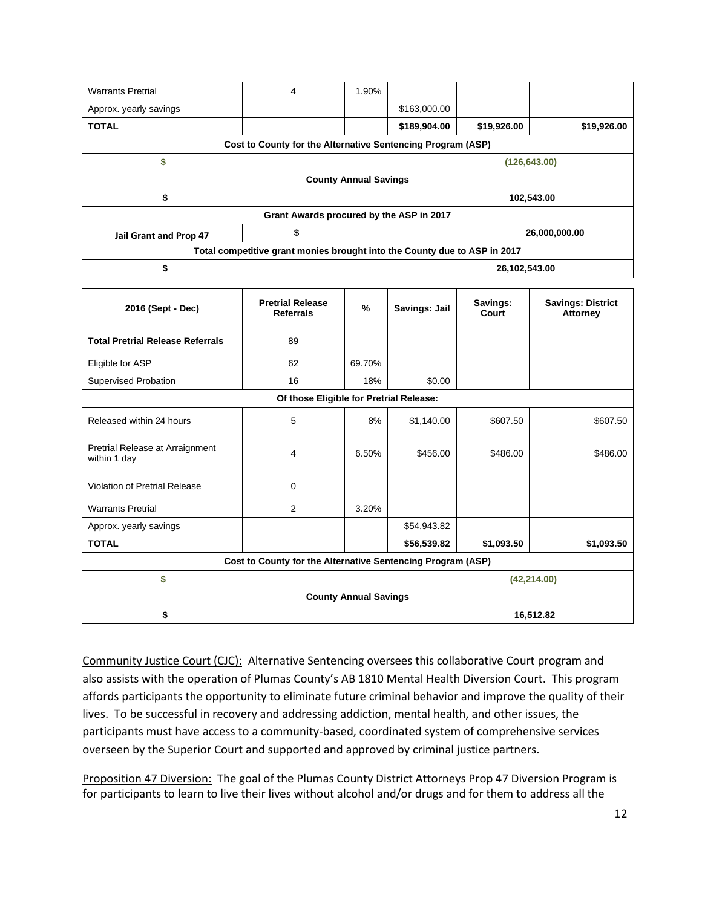| Warrants Pretrial | 4 | 1.90% | | | |
|---|---|---|---|---|---|
| Approx. yearly savings | | | $163,000.00 | | |
| **TOTAL** | | | **$189,904.00** | **$19,926.00** | **$19,926.00** |
| **Cost to County for the Alternative Sentencing Program (ASP)** | | | | | |
| **$** | | | | | **(126,643.00)** |
| **County Annual Savings** | | | | | |
| **$** | | | | | **102,543.00** |
| **Grant Awards procured by the ASP in 2017** | | | | | |
| **Jail Grant and Prop 47** | **$** | | | | **26,000,000.00** |
| **Total competitive grant monies brought into the County due to ASP in 2017** | | | | | |
| **$** | | | | | **26,102,543.00** |

| 2016 (Sept - Dec) | Pretrial Release Referrals | % | Savings: Jail | Savings: Court | Savings: District Attorney |
|---|---|---|---|---|---|
| **Total Pretrial Release Referrals** | 89 | | | | |
| Eligible for ASP | 62 | 69.70% | | | |
| Supervised Probation | 16 | 18% | $0.00 | | |
| **Of those Eligible for Pretrial Release:** | | | | | |
| Released within 24 hours | 5 | 8% | $1,140.00 | $607.50 | $607.50 |
| Pretrial Release at Arraignment within 1 day | 4 | 6.50% | $456.00 | $486.00 | $486.00 |
| Violation of Pretrial Release | 0 | | | | |
| Warrants Pretrial | 2 | 3.20% | | | |
| Approx. yearly savings | | | $54,943.82 | | |
| **TOTAL** | | | **$56,539.82** | **$1,093.50** | **$1,093.50** |
| **Cost to County for the Alternative Sentencing Program (ASP)** | | | | | |
| **$** | | | | | **(42,214.00)** |
| **County Annual Savings** | | | | | |
| **$** | | | | | **16,512.82** |

<u>Community Justice Court (CJC):</u> Alternative Sentencing oversees this collaborative Court program and also assists with the operation of Plumas County's AB 1810 Mental Health Diversion Court. This program affords participants the opportunity to eliminate future criminal behavior and improve the quality of their lives. To be successful in recovery and addressing addiction, mental health, and other issues, the participants must have access to a community-based, coordinated system of comprehensive services overseen by the Superior Court and supported and approved by criminal justice partners.

<u>Proposition 47 Diversion:</u> The goal of the Plumas County District Attorneys Prop 47 Diversion Program is for participants to learn to live their lives without alcohol and/or drugs and for them to address all the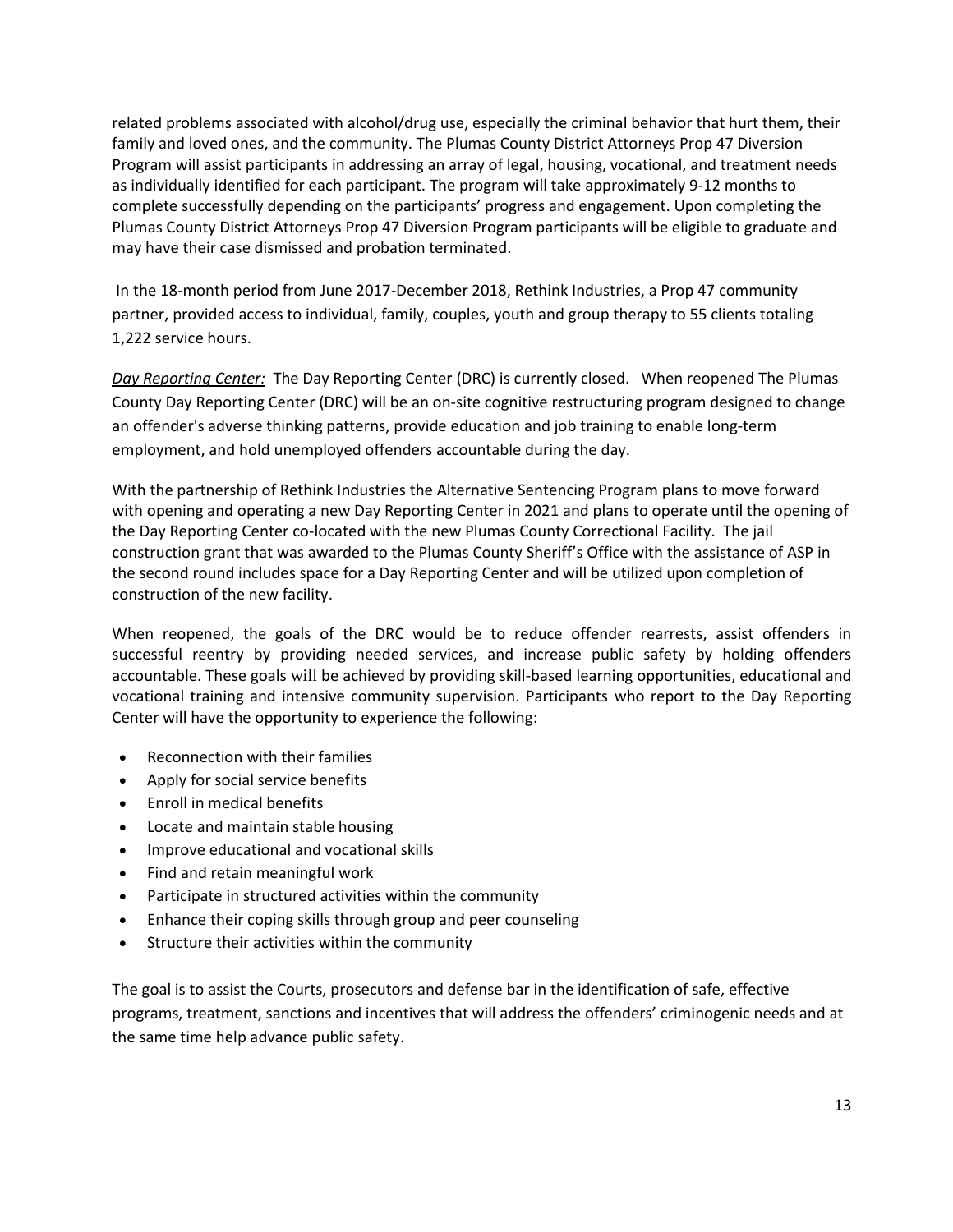related problems associated with alcohol/drug use, especially the criminal behavior that hurt them, their family and loved ones, and the community. The Plumas County District Attorneys Prop 47 Diversion Program will assist participants in addressing an array of legal, housing, vocational, and treatment needs as individually identified for each participant. The program will take approximately 9-12 months to complete successfully depending on the participants' progress and engagement. Upon completing the Plumas County District Attorneys Prop 47 Diversion Program participants will be eligible to graduate and may have their case dismissed and probation terminated.

In the 18-month period from June 2017-December 2018, Rethink Industries, a Prop 47 community partner, provided access to individual, family, couples, youth and group therapy to 55 clients totaling 1,222 service hours.

*Day Reporting Center:* The Day Reporting Center (DRC) is currently closed. When reopened The Plumas County Day Reporting Center (DRC) will be an on-site cognitive restructuring program designed to change an offender's adverse thinking patterns, provide education and job training to enable long-term employment, and hold unemployed offenders accountable during the day.

With the partnership of Rethink Industries the Alternative Sentencing Program plans to move forward with opening and operating a new Day Reporting Center in 2021 and plans to operate until the opening of the Day Reporting Center co-located with the new Plumas County Correctional Facility. The jail construction grant that was awarded to the Plumas County Sheriff's Office with the assistance of ASP in the second round includes space for a Day Reporting Center and will be utilized upon completion of construction of the new facility.

When reopened, the goals of the DRC would be to reduce offender rearrests, assist offenders in successful reentry by providing needed services, and increase public safety by holding offenders accountable. These goals will be achieved by providing skill-based learning opportunities, educational and vocational training and intensive community supervision. Participants who report to the Day Reporting Center will have the opportunity to experience the following:

- Reconnection with their families
- Apply for social service benefits
- Enroll in medical benefits
- Locate and maintain stable housing
- Improve educational and vocational skills
- Find and retain meaningful work
- Participate in structured activities within the community
- Enhance their coping skills through group and peer counseling
- Structure their activities within the community

The goal is to assist the Courts, prosecutors and defense bar in the identification of safe, effective programs, treatment, sanctions and incentives that will address the offenders' criminogenic needs and at the same time help advance public safety.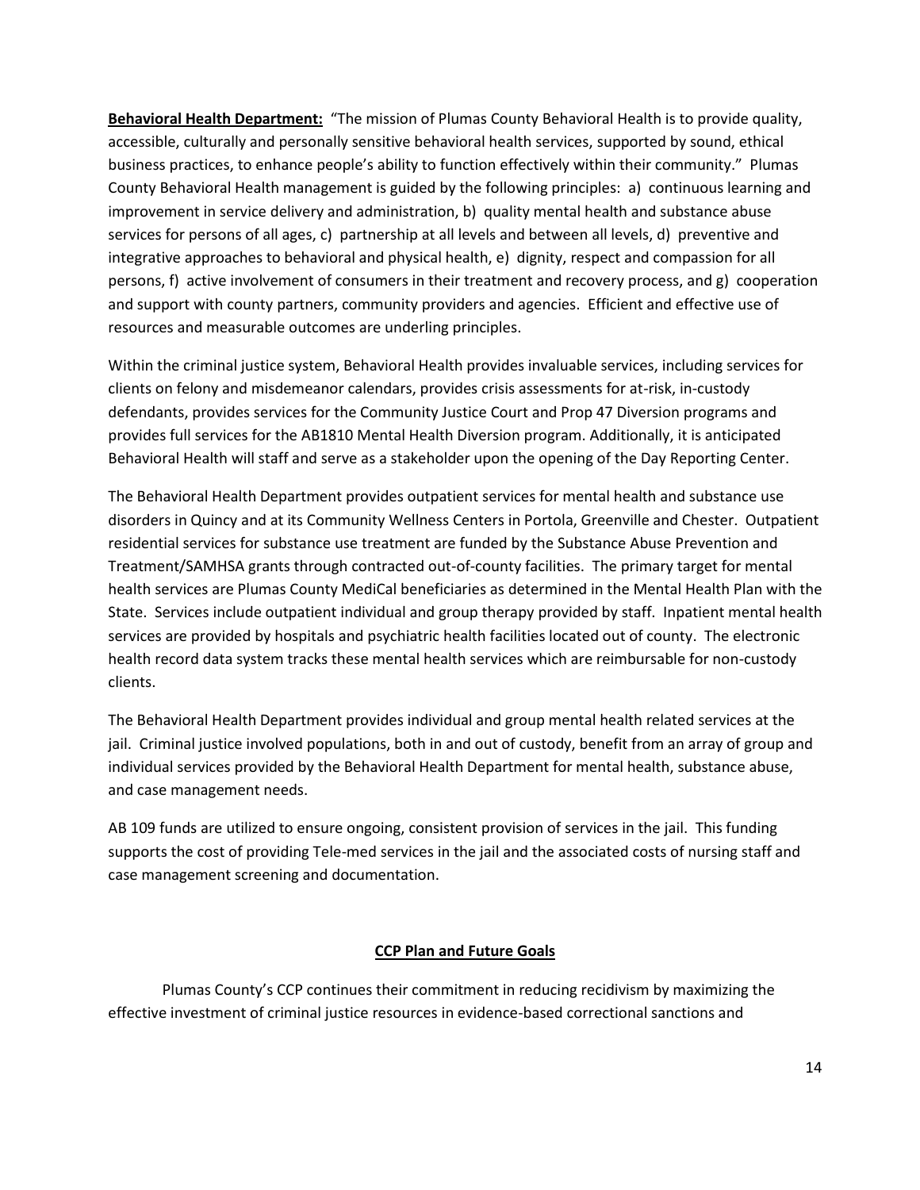**Behavioral Health Department:** "The mission of Plumas County Behavioral Health is to provide quality, accessible, culturally and personally sensitive behavioral health services, supported by sound, ethical business practices, to enhance people's ability to function effectively within their community." Plumas County Behavioral Health management is guided by the following principles: a) continuous learning and improvement in service delivery and administration, b) quality mental health and substance abuse services for persons of all ages, c) partnership at all levels and between all levels, d) preventive and integrative approaches to behavioral and physical health, e) dignity, respect and compassion for all persons, f) active involvement of consumers in their treatment and recovery process, and g) cooperation and support with county partners, community providers and agencies. Efficient and effective use of resources and measurable outcomes are underling principles.

Within the criminal justice system, Behavioral Health provides invaluable services, including services for clients on felony and misdemeanor calendars, provides crisis assessments for at-risk, in-custody defendants, provides services for the Community Justice Court and Prop 47 Diversion programs and provides full services for the AB1810 Mental Health Diversion program. Additionally, it is anticipated Behavioral Health will staff and serve as a stakeholder upon the opening of the Day Reporting Center.

The Behavioral Health Department provides outpatient services for mental health and substance use disorders in Quincy and at its Community Wellness Centers in Portola, Greenville and Chester. Outpatient residential services for substance use treatment are funded by the Substance Abuse Prevention and Treatment/SAMHSA grants through contracted out-of-county facilities. The primary target for mental health services are Plumas County MediCal beneficiaries as determined in the Mental Health Plan with the State. Services include outpatient individual and group therapy provided by staff. Inpatient mental health services are provided by hospitals and psychiatric health facilities located out of county. The electronic health record data system tracks these mental health services which are reimbursable for non-custody clients.

The Behavioral Health Department provides individual and group mental health related services at the jail. Criminal justice involved populations, both in and out of custody, benefit from an array of group and individual services provided by the Behavioral Health Department for mental health, substance abuse, and case management needs.

AB 109 funds are utilized to ensure ongoing, consistent provision of services in the jail. This funding supports the cost of providing Tele-med services in the jail and the associated costs of nursing staff and case management screening and documentation.

## CCP Plan and Future Goals

Plumas County's CCP continues their commitment in reducing recidivism by maximizing the effective investment of criminal justice resources in evidence-based correctional sanctions and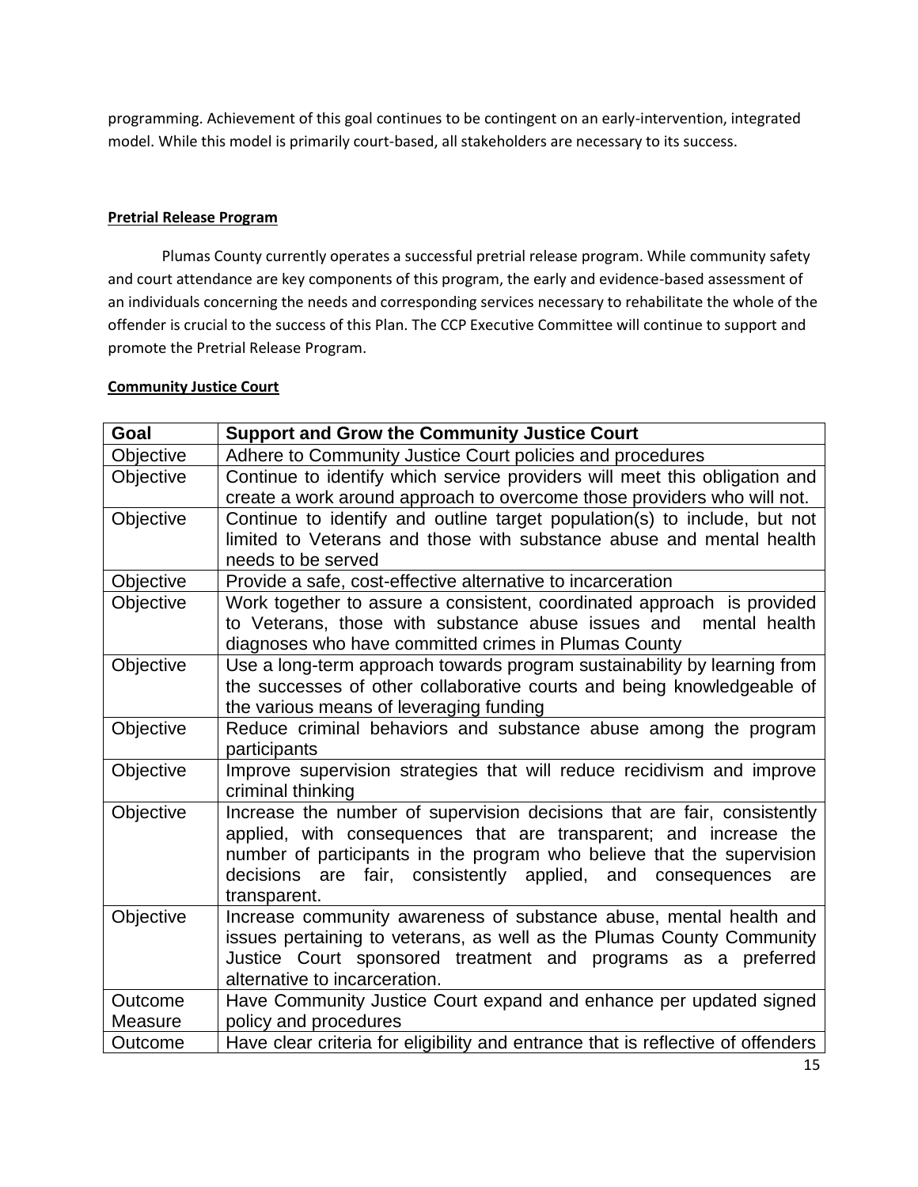programming. Achievement of this goal continues to be contingent on an early-intervention, integrated model. While this model is primarily court-based, all stakeholders are necessary to its success.

**Pretrial Release Program**

Plumas County currently operates a successful pretrial release program. While community safety and court attendance are key components of this program, the early and evidence-based assessment of an individuals concerning the needs and corresponding services necessary to rehabilitate the whole of the offender is crucial to the success of this Plan. The CCP Executive Committee will continue to support and promote the Pretrial Release Program.

**Community Justice Court**

| Goal | Support and Grow the Community Justice Court |
|---|---|
| Objective | Adhere to Community Justice Court policies and procedures |
| Objective | Continue to identify which service providers will meet this obligation and create a work around approach to overcome those providers who will not. |
| Objective | Continue to identify and outline target population(s) to include, but not limited to Veterans and those with substance abuse and mental health needs to be served |
| Objective | Provide a safe, cost-effective alternative to incarceration |
| Objective | Work together to assure a consistent, coordinated approach is provided to Veterans, those with substance abuse issues and mental health diagnoses who have committed crimes in Plumas County |
| Objective | Use a long-term approach towards program sustainability by learning from the successes of other collaborative courts and being knowledgeable of the various means of leveraging funding |
| Objective | Reduce criminal behaviors and substance abuse among the program participants |
| Objective | Improve supervision strategies that will reduce recidivism and improve criminal thinking |
| Objective | Increase the number of supervision decisions that are fair, consistently applied, with consequences that are transparent; and increase the number of participants in the program who believe that the supervision decisions are fair, consistently applied, and consequences are transparent. |
| Objective | Increase community awareness of substance abuse, mental health and issues pertaining to veterans, as well as the Plumas County Community Justice Court sponsored treatment and programs as a preferred alternative to incarceration. |
| Outcome Measure | Have Community Justice Court expand and enhance per updated signed policy and procedures |
| Outcome | Have clear criteria for eligibility and entrance that is reflective of offenders |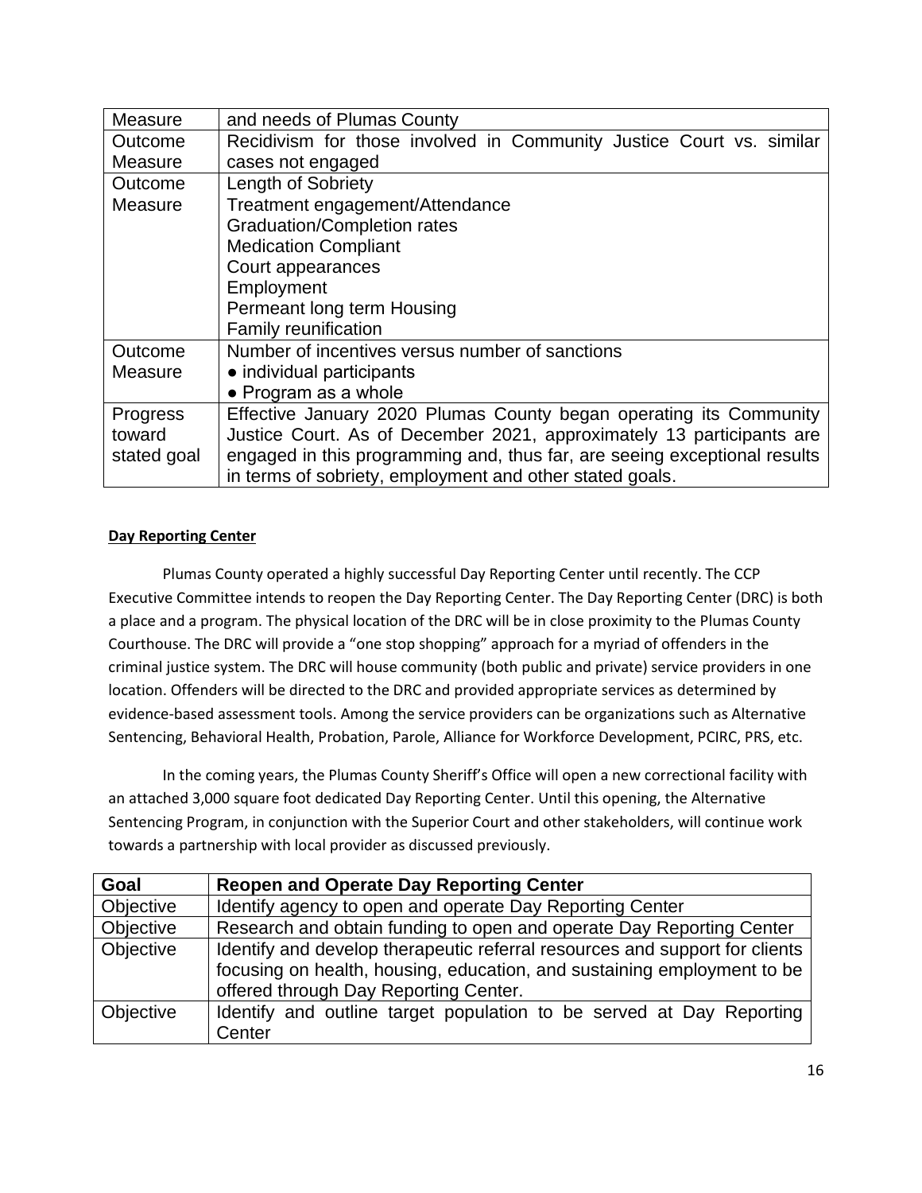| | |
|---|---|
| Measure | and needs of Plumas County |
| Outcome Measure | Recidivism for those involved in Community Justice Court vs. similar cases not engaged |
| Outcome Measure | Length of Sobriety<br>Treatment engagement/Attendance<br>Graduation/Completion rates<br>Medication Compliant<br>Court appearances<br>Employment<br>Permeant long term Housing<br>Family reunification |
| Outcome Measure | Number of incentives versus number of sanctions<br>● individual participants<br>● Program as a whole |
| Progress toward stated goal | Effective January 2020 Plumas County began operating its Community Justice Court. As of December 2021, approximately 13 participants are engaged in this programming and, thus far, are seeing exceptional results in terms of sobriety, employment and other stated goals. |

**Day Reporting Center**

Plumas County operated a highly successful Day Reporting Center until recently. The CCP Executive Committee intends to reopen the Day Reporting Center. The Day Reporting Center (DRC) is both a place and a program. The physical location of the DRC will be in close proximity to the Plumas County Courthouse. The DRC will provide a "one stop shopping" approach for a myriad of offenders in the criminal justice system. The DRC will house community (both public and private) service providers in one location. Offenders will be directed to the DRC and provided appropriate services as determined by evidence-based assessment tools. Among the service providers can be organizations such as Alternative Sentencing, Behavioral Health, Probation, Parole, Alliance for Workforce Development, PCIRC, PRS, etc.

In the coming years, the Plumas County Sheriff's Office will open a new correctional facility with an attached 3,000 square foot dedicated Day Reporting Center. Until this opening, the Alternative Sentencing Program, in conjunction with the Superior Court and other stakeholders, will continue work towards a partnership with local provider as discussed previously.

| Goal | Reopen and Operate Day Reporting Center |
|---|---|
| Objective | Identify agency to open and operate Day Reporting Center |
| Objective | Research and obtain funding to open and operate Day Reporting Center |
| Objective | Identify and develop therapeutic referral resources and support for clients focusing on health, housing, education, and sustaining employment to be offered through Day Reporting Center. |
| Objective | Identify and outline target population to be served at Day Reporting Center |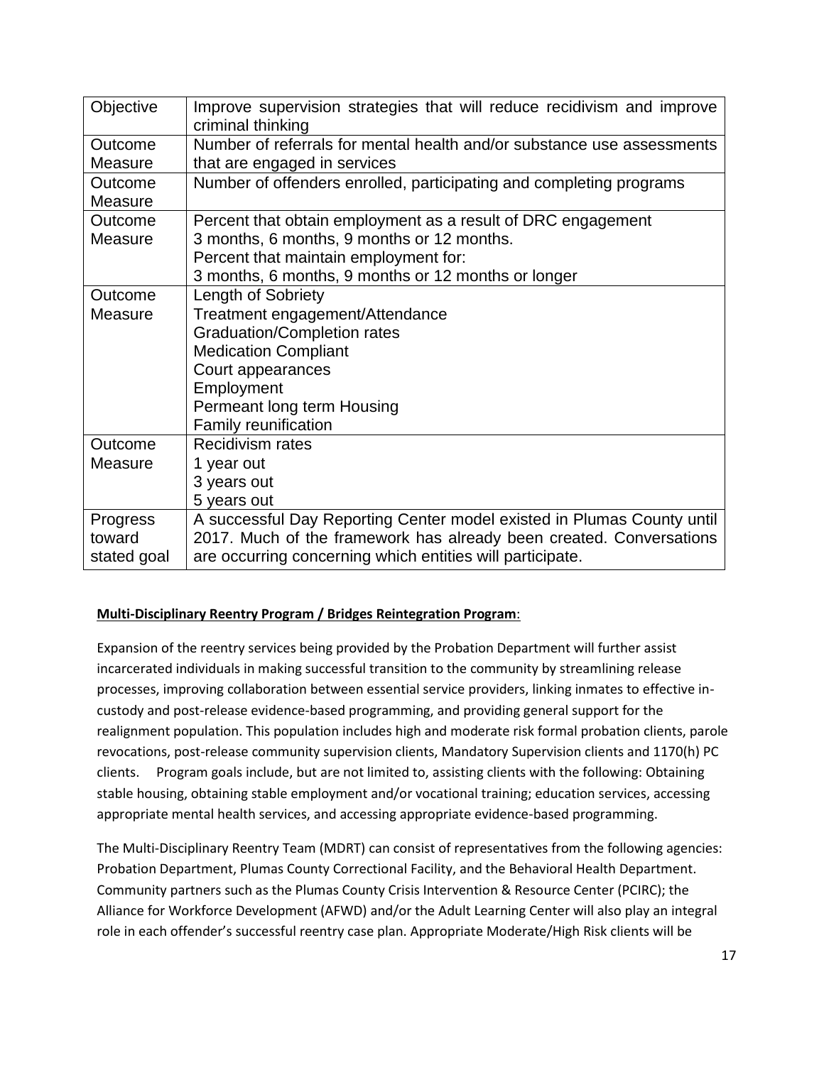| Objective | Improve supervision strategies that will reduce recidivism and improve criminal thinking |
|---|---|
| Outcome Measure | Number of referrals for mental health and/or substance use assessments that are engaged in services |
| Outcome Measure | Number of offenders enrolled, participating and completing programs |
| Outcome Measure | Percent that obtain employment as a result of DRC engagement<br>3 months, 6 months, 9 months or 12 months.<br>Percent that maintain employment for:<br>3 months, 6 months, 9 months or 12 months or longer |
| Outcome Measure | Length of Sobriety<br>Treatment engagement/Attendance<br>Graduation/Completion rates<br>Medication Compliant<br>Court appearances<br>Employment<br>Permeant long term Housing<br>Family reunification |
| Outcome Measure | Recidivism rates<br>1 year out<br>3 years out<br>5 years out |
| Progress toward stated goal | A successful Day Reporting Center model existed in Plumas County until 2017. Much of the framework has already been created. Conversations are occurring concerning which entities will participate. |

**Multi-Disciplinary Reentry Program / Bridges Reintegration Program**:

Expansion of the reentry services being provided by the Probation Department will further assist incarcerated individuals in making successful transition to the community by streamlining release processes, improving collaboration between essential service providers, linking inmates to effective in-custody and post-release evidence-based programming, and providing general support for the realignment population. This population includes high and moderate risk formal probation clients, parole revocations, post-release community supervision clients, Mandatory Supervision clients and 1170(h) PC clients. Program goals include, but are not limited to, assisting clients with the following: Obtaining stable housing, obtaining stable employment and/or vocational training; education services, accessing appropriate mental health services, and accessing appropriate evidence-based programming.

The Multi-Disciplinary Reentry Team (MDRT) can consist of representatives from the following agencies: Probation Department, Plumas County Correctional Facility, and the Behavioral Health Department. Community partners such as the Plumas County Crisis Intervention & Resource Center (PCIRC); the Alliance for Workforce Development (AFWD) and/or the Adult Learning Center will also play an integral role in each offender's successful reentry case plan. Appropriate Moderate/High Risk clients will be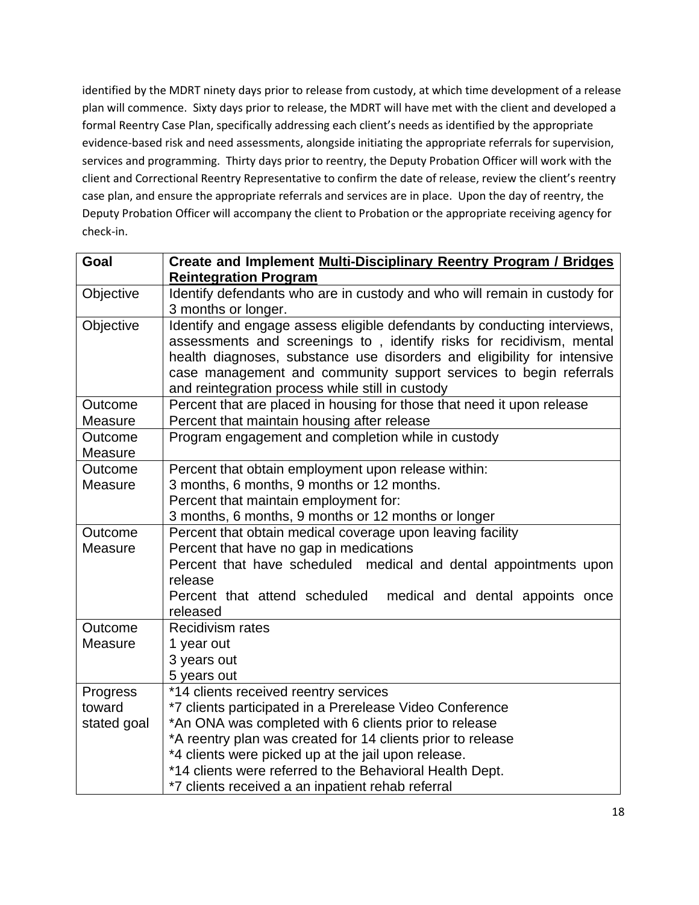identified by the MDRT ninety days prior to release from custody, at which time development of a release plan will commence. Sixty days prior to release, the MDRT will have met with the client and developed a formal Reentry Case Plan, specifically addressing each client's needs as identified by the appropriate evidence-based risk and need assessments, alongside initiating the appropriate referrals for supervision, services and programming. Thirty days prior to reentry, the Deputy Probation Officer will work with the client and Correctional Reentry Representative to confirm the date of release, review the client's reentry case plan, and ensure the appropriate referrals and services are in place. Upon the day of reentry, the Deputy Probation Officer will accompany the client to Probation or the appropriate receiving agency for check-in.

| Goal | Create and Implement Multi-Disciplinary Reentry Program / Bridges Reintegration Program |
|---|---|
| Objective | Identify defendants who are in custody and who will remain in custody for 3 months or longer. |
| Objective | Identify and engage assess eligible defendants by conducting interviews, assessments and screenings to , identify risks for recidivism, mental health diagnoses, substance use disorders and eligibility for intensive case management and community support services to begin referrals and reintegration process while still in custody |
| Outcome Measure | Percent that are placed in housing for those that need it upon release<br>Percent that maintain housing after release |
| Outcome Measure | Program engagement and completion while in custody |
| Outcome Measure | Percent that obtain employment upon release within:<br>3 months, 6 months, 9 months or 12 months.<br>Percent that maintain employment for:<br>3 months, 6 months, 9 months or 12 months or longer |
| Outcome Measure | Percent that obtain medical coverage upon leaving facility<br>Percent that have no gap in medications<br>Percent that have scheduled medical and dental appointments upon release<br>Percent that attend scheduled medical and dental appoints once released |
| Outcome Measure | Recidivism rates<br>1 year out<br>3 years out<br>5 years out |
| Progress toward stated goal | *14 clients received reentry services<br>*7 clients participated in a Prerelease Video Conference<br>*An ONA was completed with 6 clients prior to release<br>*A reentry plan was created for 14 clients prior to release<br>*4 clients were picked up at the jail upon release.<br>*14 clients were referred to the Behavioral Health Dept.<br>*7 clients received a an inpatient rehab referral |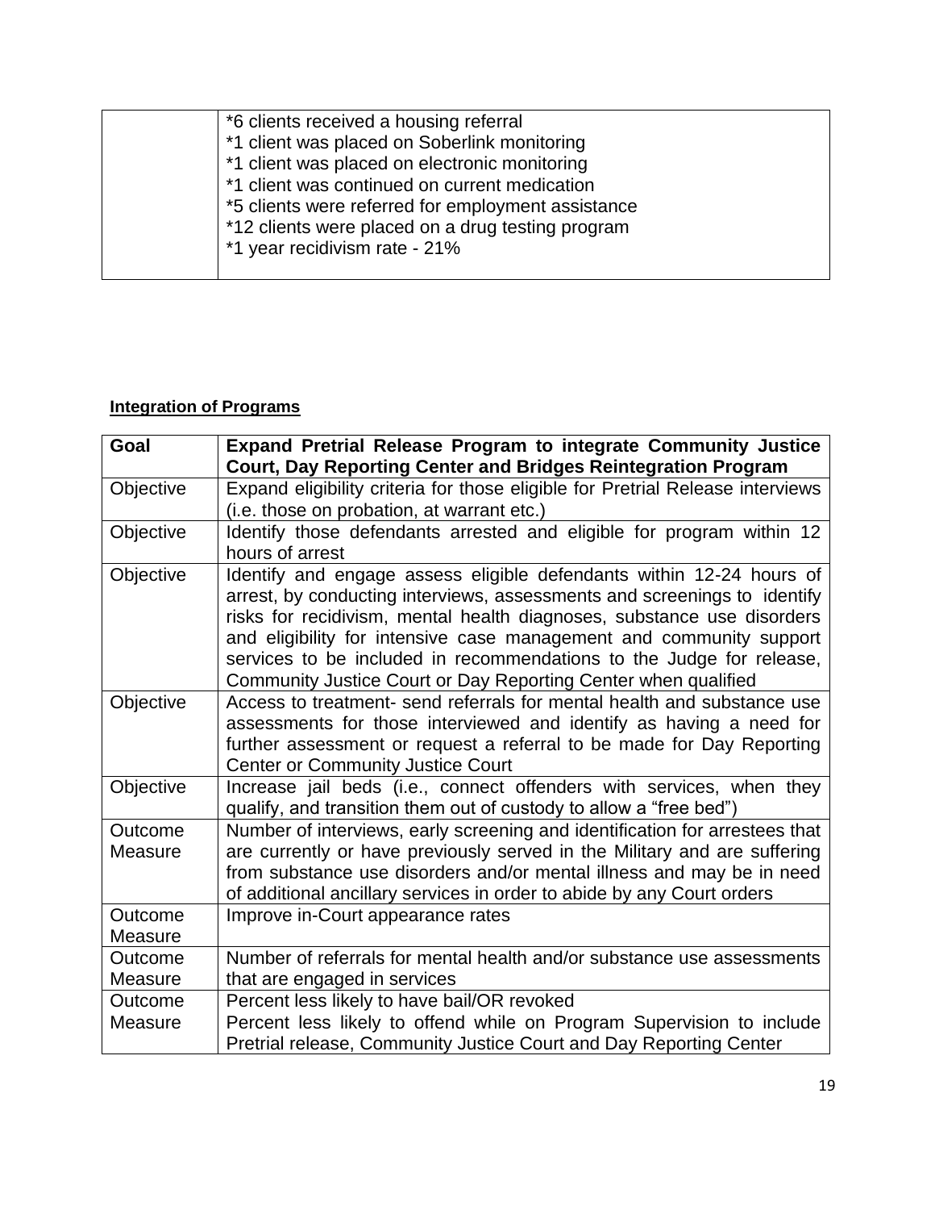| | |
|---|---|
| | *6 clients received a housing referral<br>*1 client was placed on Soberlink monitoring<br>*1 client was placed on electronic monitoring<br>*1 client was continued on current medication<br>*5 clients were referred for employment assistance<br>*12 clients were placed on a drug testing program<br>*1 year recidivism rate - 21% |

**Integration of Programs**

| Goal | Expand Pretrial Release Program to integrate Community Justice Court, Day Reporting Center and Bridges Reintegration Program |
|---|---|
| Objective | Expand eligibility criteria for those eligible for Pretrial Release interviews (i.e. those on probation, at warrant etc.) |
| Objective | Identify those defendants arrested and eligible for program within 12 hours of arrest |
| Objective | Identify and engage assess eligible defendants within 12-24 hours of arrest, by conducting interviews, assessments and screenings to identify risks for recidivism, mental health diagnoses, substance use disorders and eligibility for intensive case management and community support services to be included in recommendations to the Judge for release, Community Justice Court or Day Reporting Center when qualified |
| Objective | Access to treatment- send referrals for mental health and substance use assessments for those interviewed and identify as having a need for further assessment or request a referral to be made for Day Reporting Center or Community Justice Court |
| Objective | Increase jail beds (i.e., connect offenders with services, when they qualify, and transition them out of custody to allow a "free bed") |
| Outcome Measure | Number of interviews, early screening and identification for arrestees that are currently or have previously served in the Military and are suffering from substance use disorders and/or mental illness and may be in need of additional ancillary services in order to abide by any Court orders |
| Outcome Measure | Improve in-Court appearance rates |
| Outcome Measure | Number of referrals for mental health and/or substance use assessments that are engaged in services |
| Outcome Measure | Percent less likely to have bail/OR revoked<br>Percent less likely to offend while on Program Supervision to include Pretrial release, Community Justice Court and Day Reporting Center |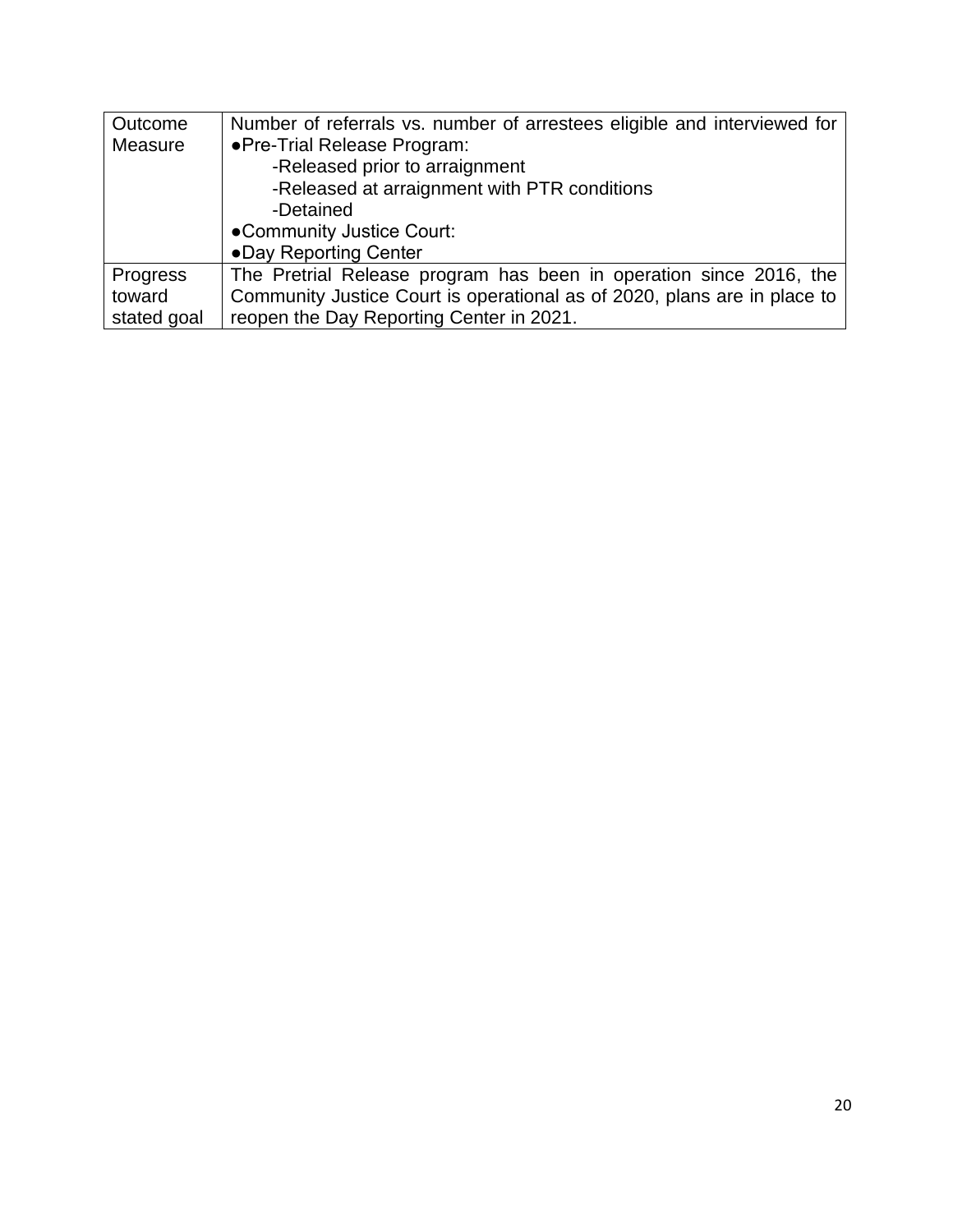| | |
|---|---|
| Outcome Measure | Number of referrals vs. number of arrestees eligible and interviewed for<br>●Pre-Trial Release Program:<br>-Released prior to arraignment<br>-Released at arraignment with PTR conditions<br>-Detained<br>●Community Justice Court:<br>●Day Reporting Center |
| Progress toward stated goal | The Pretrial Release program has been in operation since 2016, the Community Justice Court is operational as of 2020, plans are in place to reopen the Day Reporting Center in 2021. |